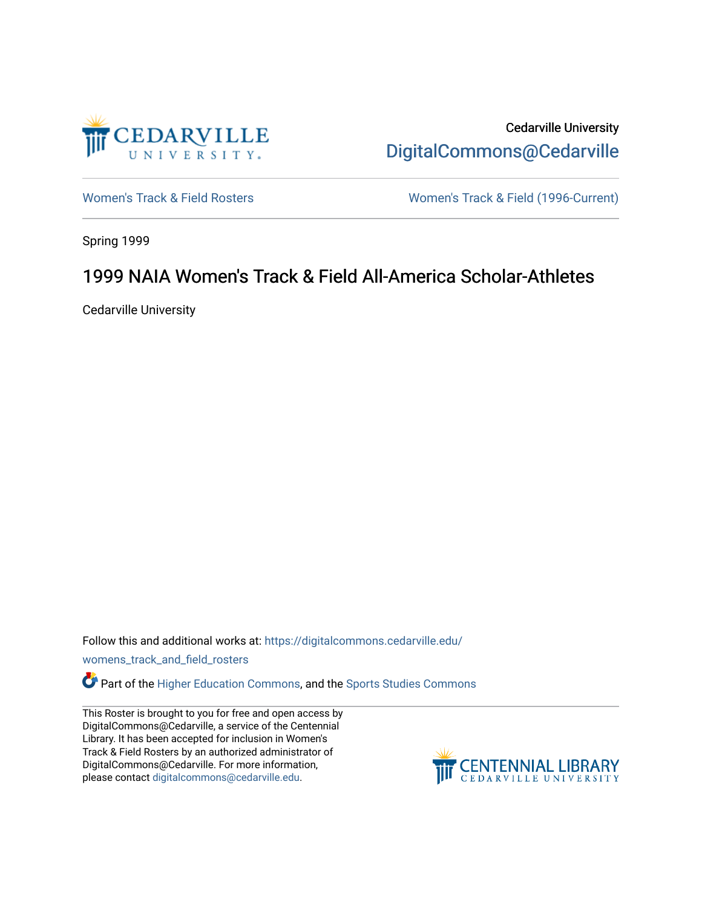Cedarville University
DigitalCommons@Cedarville

Women's Track & Field Rosters

Women's Track & Field (1996-Current)

Spring 1999

# 1999 NAIA Women's Track & Field All-America Scholar-Athletes

Cedarville University

Follow this and additional works at: https://digitalcommons.cedarville.edu/womens_track_and_field_rosters

Part of the Higher Education Commons, and the Sports Studies Commons

This Roster is brought to you for free and open access by DigitalCommons@Cedarville, a service of the Centennial Library. It has been accepted for inclusion in Women's Track & Field Rosters by an authorized administrator of DigitalCommons@Cedarville. For more information, please contact digitalcommons@cedarville.edu.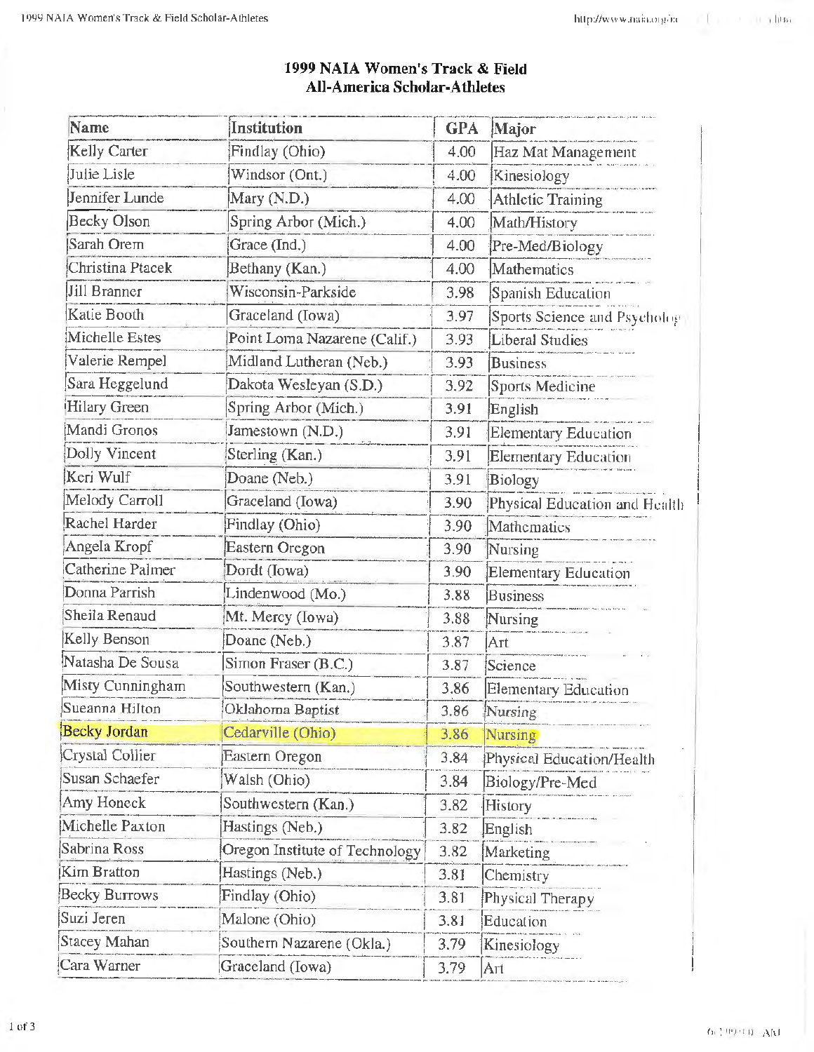# 1999 NAIA Women's Track & Field All-America Scholar-Athletes

| Name | Institution | GPA | Major |
|---|---|---|---|
| Kelly Carter | Findlay (Ohio) | 4.00 | Haz Mat Management |
| Julie Lisle | Windsor (Ont.) | 4.00 | Kinesiology |
| Jennifer Lunde | Mary (N.D.) | 4.00 | Athletic Training |
| Becky Olson | Spring Arbor (Mich.) | 4.00 | Math/History |
| Sarah Orem | Grace (Ind.) | 4.00 | Pre-Med/Biology |
| Christina Ptacek | Bethany (Kan.) | 4.00 | Mathematics |
| Jill Branner | Wisconsin-Parkside | 3.98 | Spanish Education |
| Katie Booth | Graceland (Iowa) | 3.97 | Sports Science and Psychology |
| Michelle Estes | Point Loma Nazarene (Calif.) | 3.93 | Liberal Studies |
| Valerie Rempel | Midland Lutheran (Neb.) | 3.93 | Business |
| Sara Heggelund | Dakota Wesleyan (S.D.) | 3.92 | Sports Medicine |
| Hilary Green | Spring Arbor (Mich.) | 3.91 | English |
| Mandi Gronos | Jamestown (N.D.) | 3.91 | Elementary Education |
| Dolly Vincent | Sterling (Kan.) | 3.91 | Elementary Education |
| Keri Wulf | Doane (Neb.) | 3.91 | Biology |
| Melody Carroll | Graceland (Iowa) | 3.90 | Physical Education and Health |
| Rachel Harder | Findlay (Ohio) | 3.90 | Mathematics |
| Angela Kropf | Eastern Oregon | 3.90 | Nursing |
| Catherine Palmer | Dordt (Iowa) | 3.90 | Elementary Education |
| Donna Parrish | Lindenwood (Mo.) | 3.88 | Business |
| Sheila Renaud | Mt. Mercy (Iowa) | 3.88 | Nursing |
| Kelly Benson | Doane (Neb.) | 3.87 | Art |
| Natasha De Sousa | Simon Fraser (B.C.) | 3.87 | Science |
| Misty Cunningham | Southwestern (Kan.) | 3.86 | Elementary Education |
| Sueanna Hilton | Oklahoma Baptist | 3.86 | Nursing |
| Becky Jordan | Cedarville (Ohio) | 3.86 | Nursing |
| Crystal Collier | Eastern Oregon | 3.84 | Physical Education/Health |
| Susan Schaefer | Walsh (Ohio) | 3.84 | Biology/Pre-Med |
| Amy Honeck | Southwestern (Kan.) | 3.82 | History |
| Michelle Paxton | Hastings (Neb.) | 3.82 | English |
| Sabrina Ross | Oregon Institute of Technology | 3.82 | Marketing |
| Kim Bratton | Hastings (Neb.) | 3.81 | Chemistry |
| Becky Burrows | Findlay (Ohio) | 3.81 | Physical Therapy |
| Suzi Jeren | Malone (Ohio) | 3.81 | Education |
| Stacey Mahan | Southern Nazarene (Okla.) | 3.79 | Kinesiology |
| Cara Warner | Graceland (Iowa) | 3.79 | Art |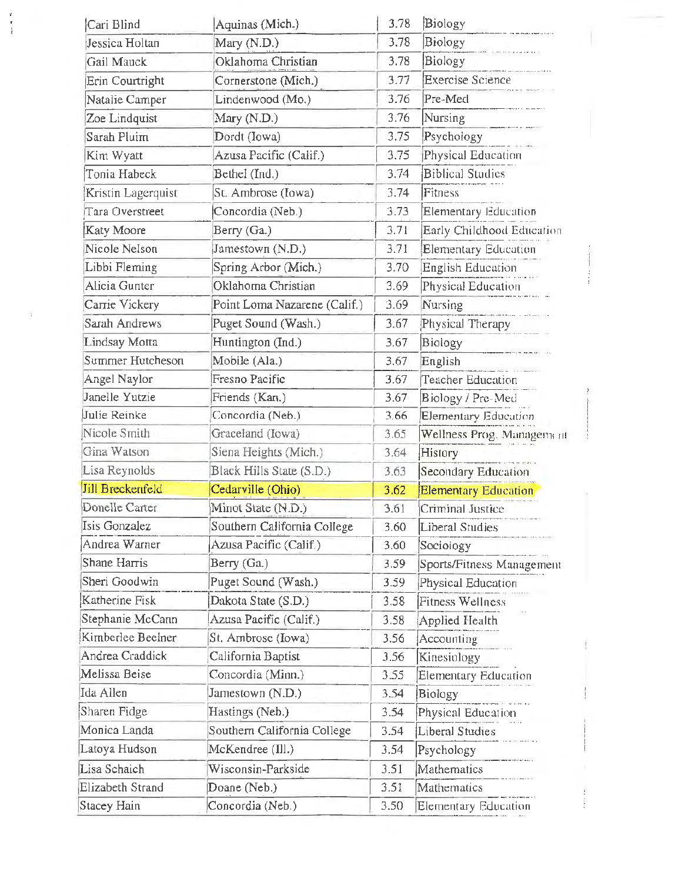| | | | |
|---|---|---|---|
| Cari Blind | Aquinas (Mich.) | 3.78 | Biology |
| Jessica Holtan | Mary (N.D.) | 3.78 | Biology |
| Gail Mauck | Oklahoma Christian | 3.78 | Biology |
| Erin Courtright | Cornerstone (Mich.) | 3.77 | Exercise Science |
| Natalie Camper | Lindenwood (Mo.) | 3.76 | Pre-Med |
| Zoe Lindquist | Mary (N.D.) | 3.76 | Nursing |
| Sarah Pluim | Dordt (Iowa) | 3.75 | Psychology |
| Kim Wyatt | Azusa Pacific (Calif.) | 3.75 | Physical Education |
| Tonia Habeck | Bethel (Ind.) | 3.74 | Biblical Studies |
| Kristin Lagerquist | St. Ambrose (Iowa) | 3.74 | Fitness |
| Tara Overstreet | Concordia (Neb.) | 3.73 | Elementary Education |
| Katy Moore | Berry (Ga.) | 3.71 | Early Childhood Education |
| Nicole Nelson | Jamestown (N.D.) | 3.71 | Elementary Education |
| Libbi Fleming | Spring Arbor (Mich.) | 3.70 | English Education |
| Alicia Gunter | Oklahoma Christian | 3.69 | Physical Education |
| Carrie Vickery | Point Loma Nazarene (Calif.) | 3.69 | Nursing |
| Sarah Andrews | Puget Sound (Wash.) | 3.67 | Physical Therapy |
| Lindsay Motta | Huntington (Ind.) | 3.67 | Biology |
| Summer Hutcheson | Mobile (Ala.) | 3.67 | English |
| Angel Naylor | Fresno Pacific | 3.67 | Teacher Education |
| Janelle Yutzie | Friends (Kan.) | 3.67 | Biology / Pre-Med |
| Julie Reinke | Concordia (Neb.) | 3.66 | Elementary Education |
| Nicole Smith | Graceland (Iowa) | 3.65 | Wellness Prog. Management |
| Gina Watson | Siena Heights (Mich.) | 3.64 | History |
| Lisa Reynolds | Black Hills State (S.D.) | 3.63 | Secondary Education |
| Jill Breckenfeld | Cedarville (Ohio) | 3.62 | Elementary Education |
| Donelle Carter | Minot State (N.D.) | 3.61 | Criminal Justice |
| Isis Gonzalez | Southern California College | 3.60 | Liberal Studies |
| Andrea Warner | Azusa Pacific (Calif.) | 3.60 | Sociology |
| Shane Harris | Berry (Ga.) | 3.59 | Sports/Fitness Management |
| Sheri Goodwin | Puget Sound (Wash.) | 3.59 | Physical Education |
| Katherine Fisk | Dakota State (S.D.) | 3.58 | Fitness Wellness |
| Stephanie McCann | Azusa Pacific (Calif.) | 3.58 | Applied Health |
| Kimberlee Beelner | St. Ambrose (Iowa) | 3.56 | Accounting |
| Andrea Craddick | California Baptist | 3.56 | Kinesiology |
| Melissa Beise | Concordia (Minn.) | 3.55 | Elementary Education |
| Ida Allen | Jamestown (N.D.) | 3.54 | Biology |
| Sharen Fidge | Hastings (Neb.) | 3.54 | Physical Education |
| Monica Landa | Southern California College | 3.54 | Liberal Studies |
| Latoya Hudson | McKendree (Ill.) | 3.54 | Psychology |
| Lisa Schaich | Wisconsin-Parkside | 3.51 | Mathematics |
| Elizabeth Strand | Doane (Neb.) | 3.51 | Mathematics |
| Stacey Hain | Concordia (Neb.) | 3.50 | Elementary Education |